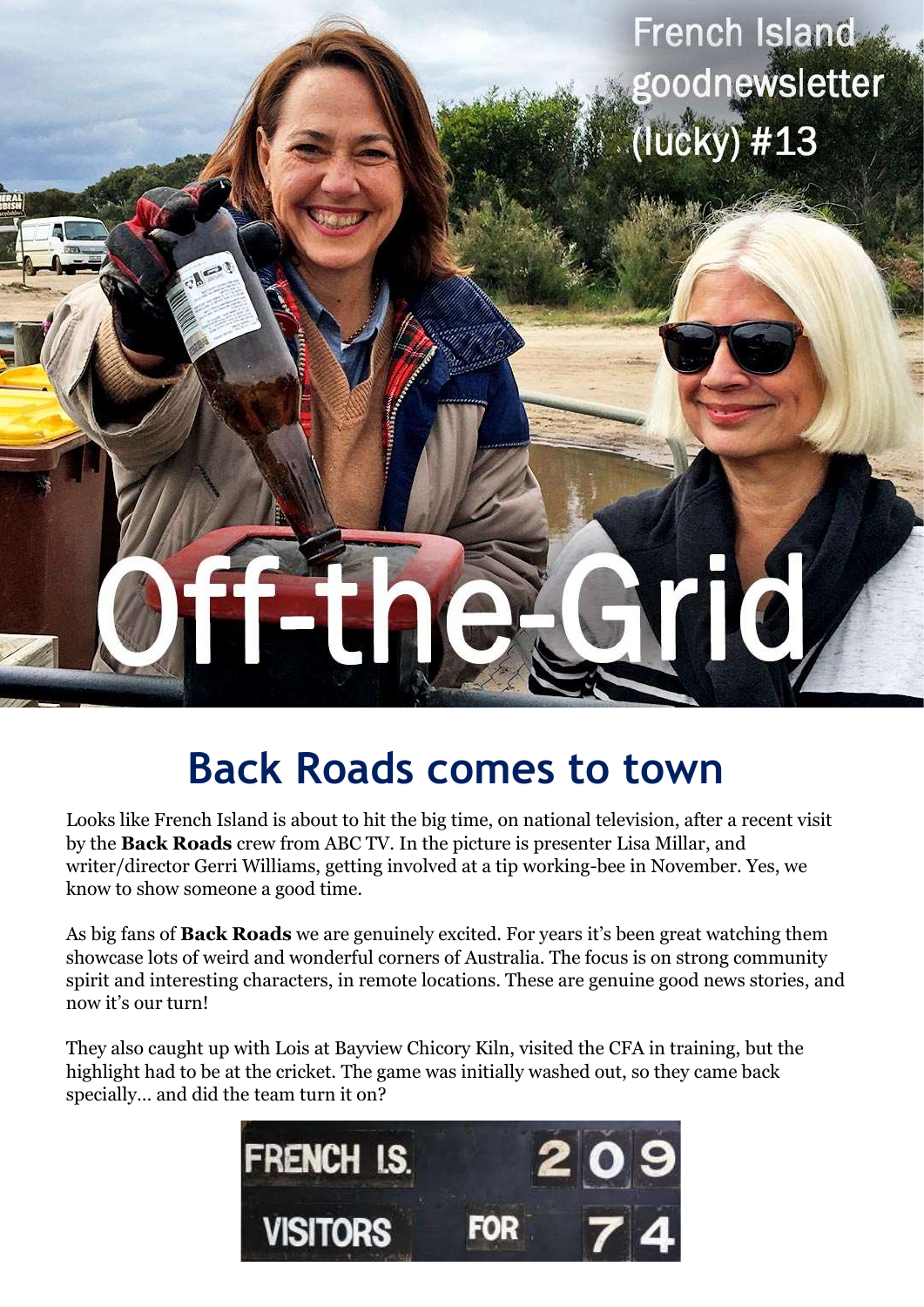French Island goodnewsletter (lucky) #13

# Off-the-Grid

## Back Roads comes to town

Looks like French Island is about to hit the big time, on national television, after a recent visit by the **Back Roads** crew from ABC TV. In the picture is presenter Lisa Millar, and writer/director Gerri Williams, getting involved at a tip working-bee in November. Yes, we know to show someone a good time.

As big fans of **Back Roads** we are genuinely excited. For years it's been great watching them showcase lots of weird and wonderful corners of Australia. The focus is on strong community spirit and interesting characters, in remote locations. These are genuine good news stories, and now it's our turn!

They also caught up with Lois at Bayview Chicory Kiln, visited the CFA in training, but the highlight had to be at the cricket. The game was initially washed out, so they came back specially… and did the team turn it on?

| | | |
|---|---|---|
| FRENCH IS. | | 209 |
| VISITORS | FOR | 74 |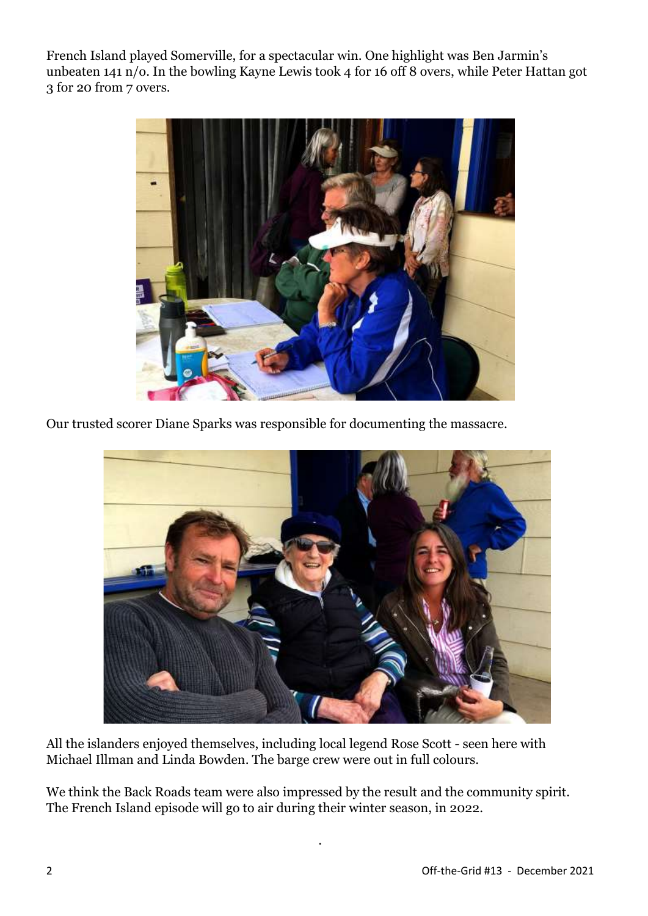French Island played Somerville, for a spectacular win. One highlight was Ben Jarmin's unbeaten 141 n/o. In the bowling Kayne Lewis took 4 for 16 off 8 overs, while Peter Hattan got 3 for 20 from 7 overs.

Our trusted scorer Diane Sparks was responsible for documenting the massacre.

All the islanders enjoyed themselves, including local legend Rose Scott - seen here with Michael Illman and Linda Bowden. The barge crew were out in full colours.

We think the Back Roads team were also impressed by the result and the community spirit. The French Island episode will go to air during their winter season, in 2022.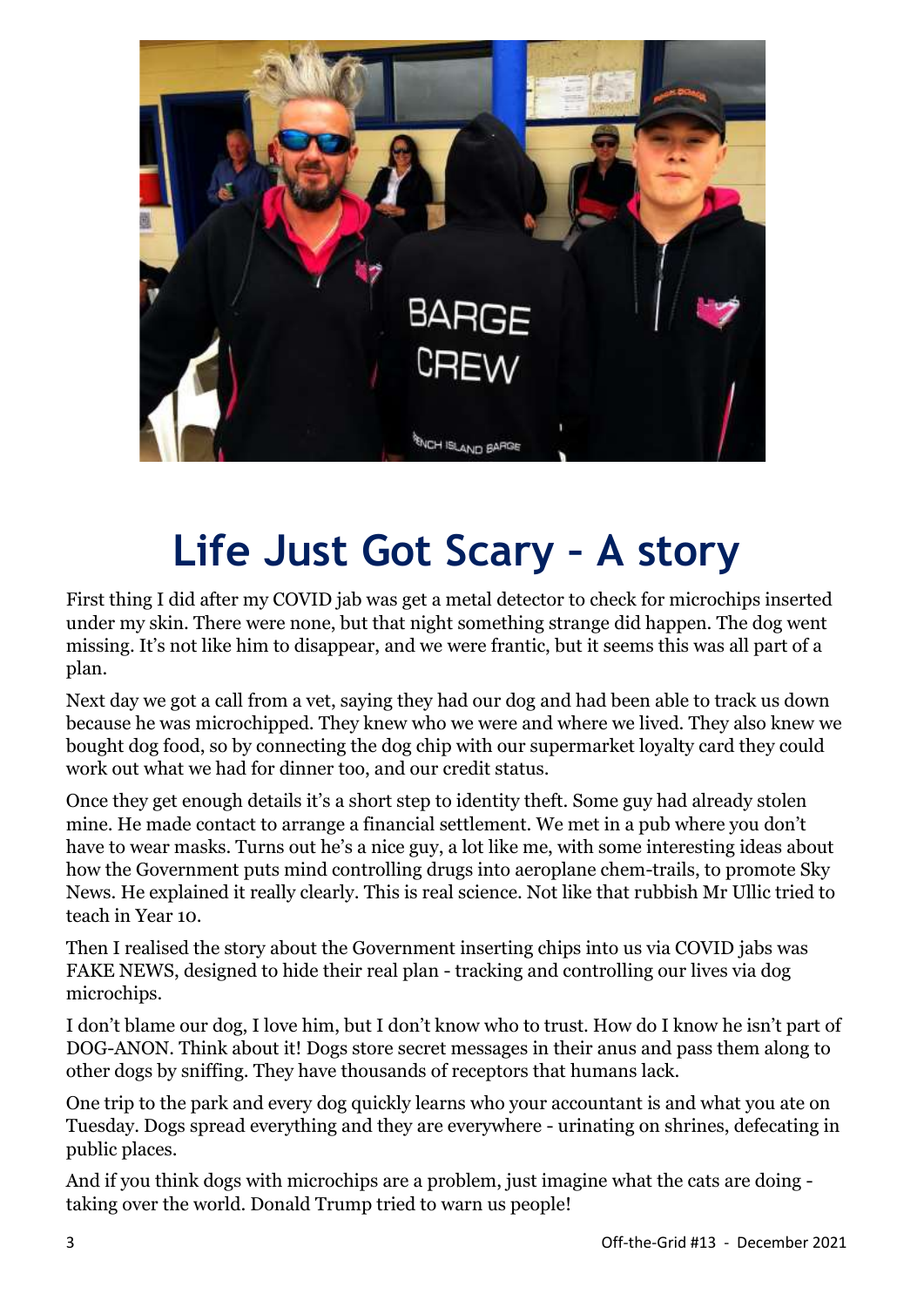# Life Just Got Scary – A story

First thing I did after my COVID jab was get a metal detector to check for microchips inserted under my skin. There were none, but that night something strange did happen. The dog went missing. It's not like him to disappear, and we were frantic, but it seems this was all part of a plan.

Next day we got a call from a vet, saying they had our dog and had been able to track us down because he was microchipped. They knew who we were and where we lived. They also knew we bought dog food, so by connecting the dog chip with our supermarket loyalty card they could work out what we had for dinner too, and our credit status.

Once they get enough details it's a short step to identity theft. Some guy had already stolen mine. He made contact to arrange a financial settlement. We met in a pub where you don't have to wear masks. Turns out he's a nice guy, a lot like me, with some interesting ideas about how the Government puts mind controlling drugs into aeroplane chem-trails, to promote Sky News. He explained it really clearly. This is real science. Not like that rubbish Mr Ullic tried to teach in Year 10.

Then I realised the story about the Government inserting chips into us via COVID jabs was FAKE NEWS, designed to hide their real plan - tracking and controlling our lives via dog microchips.

I don't blame our dog, I love him, but I don't know who to trust. How do I know he isn't part of DOG-ANON. Think about it! Dogs store secret messages in their anus and pass them along to other dogs by sniffing. They have thousands of receptors that humans lack.

One trip to the park and every dog quickly learns who your accountant is and what you ate on Tuesday. Dogs spread everything and they are everywhere - urinating on shrines, defecating in public places.

And if you think dogs with microchips are a problem, just imagine what the cats are doing - taking over the world. Donald Trump tried to warn us people!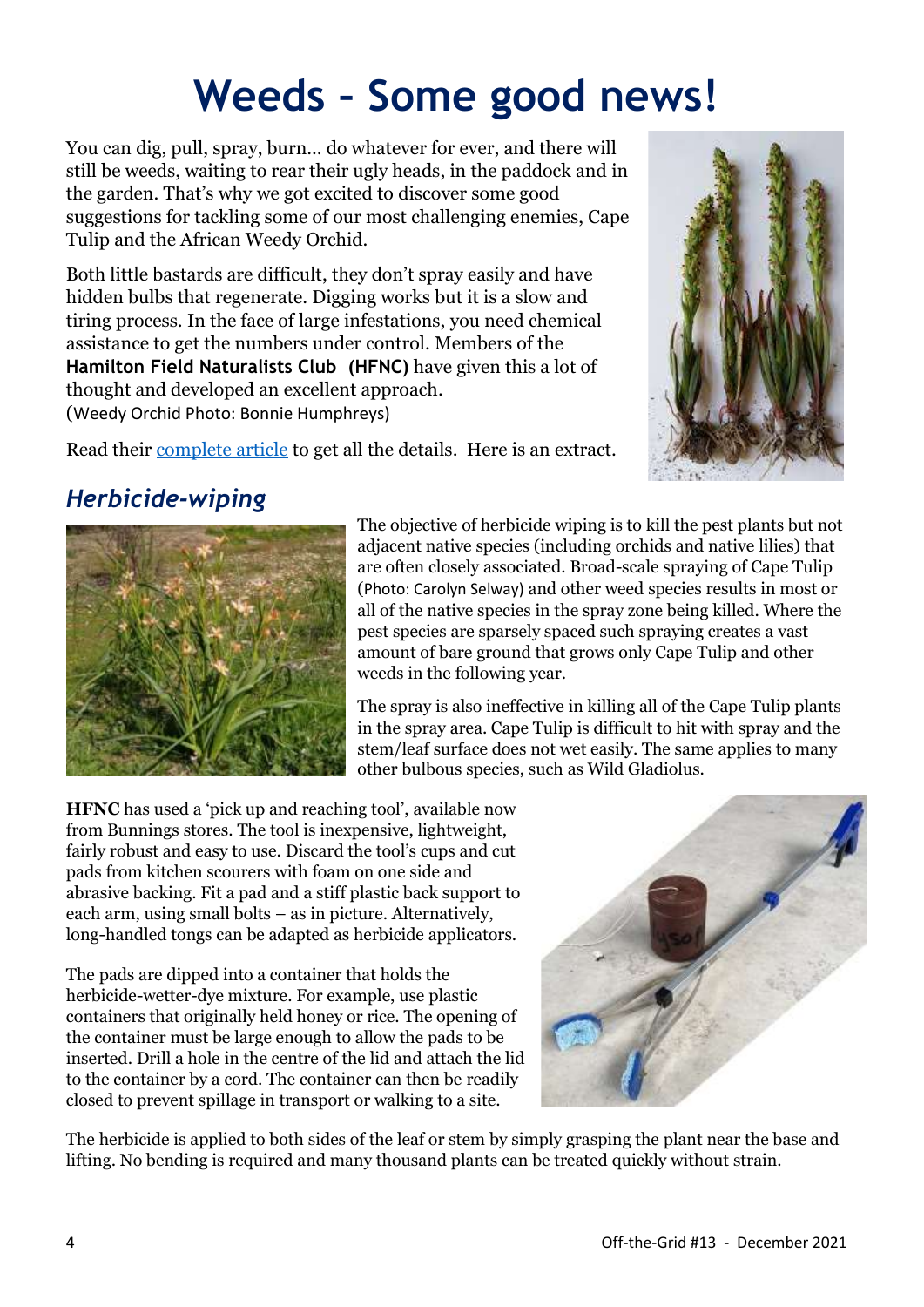# Weeds – Some good news!

You can dig, pull, spray, burn… do whatever for ever, and there will still be weeds, waiting to rear their ugly heads, in the paddock and in the garden. That's why we got excited to discover some good suggestions for tackling some of our most challenging enemies, Cape Tulip and the African Weedy Orchid.

Both little bastards are difficult, they don't spray easily and have hidden bulbs that regenerate. Digging works but it is a slow and tiring process. In the face of large infestations, you need chemical assistance to get the numbers under control. Members of the **Hamilton Field Naturalists Club (HFNC)** have given this a lot of thought and developed an excellent approach.
(Weedy Orchid Photo: Bonnie Humphreys)

Read their [complete article] to get all the details. Here is an extract.

## *Herbicide-wiping*

The objective of herbicide wiping is to kill the pest plants but not adjacent native species (including orchids and native lilies) that are often closely associated. Broad-scale spraying of Cape Tulip (Photo: Carolyn Selway) and other weed species results in most or all of the native species in the spray zone being killed. Where the pest species are sparsely spaced such spraying creates a vast amount of bare ground that grows only Cape Tulip and other weeds in the following year.

The spray is also ineffective in killing all of the Cape Tulip plants in the spray area. Cape Tulip is difficult to hit with spray and the stem/leaf surface does not wet easily. The same applies to many other bulbous species, such as Wild Gladiolus.

**HFNC** has used a 'pick up and reaching tool', available now from Bunnings stores. The tool is inexpensive, lightweight, fairly robust and easy to use. Discard the tool's cups and cut pads from kitchen scourers with foam on one side and abrasive backing. Fit a pad and a stiff plastic back support to each arm, using small bolts – as in picture. Alternatively, long-handled tongs can be adapted as herbicide applicators.

The pads are dipped into a container that holds the herbicide-wetter-dye mixture. For example, use plastic containers that originally held honey or rice. The opening of the container must be large enough to allow the pads to be inserted. Drill a hole in the centre of the lid and attach the lid to the container by a cord. The container can then be readily closed to prevent spillage in transport or walking to a site.

The herbicide is applied to both sides of the leaf or stem by simply grasping the plant near the base and lifting. No bending is required and many thousand plants can be treated quickly without strain.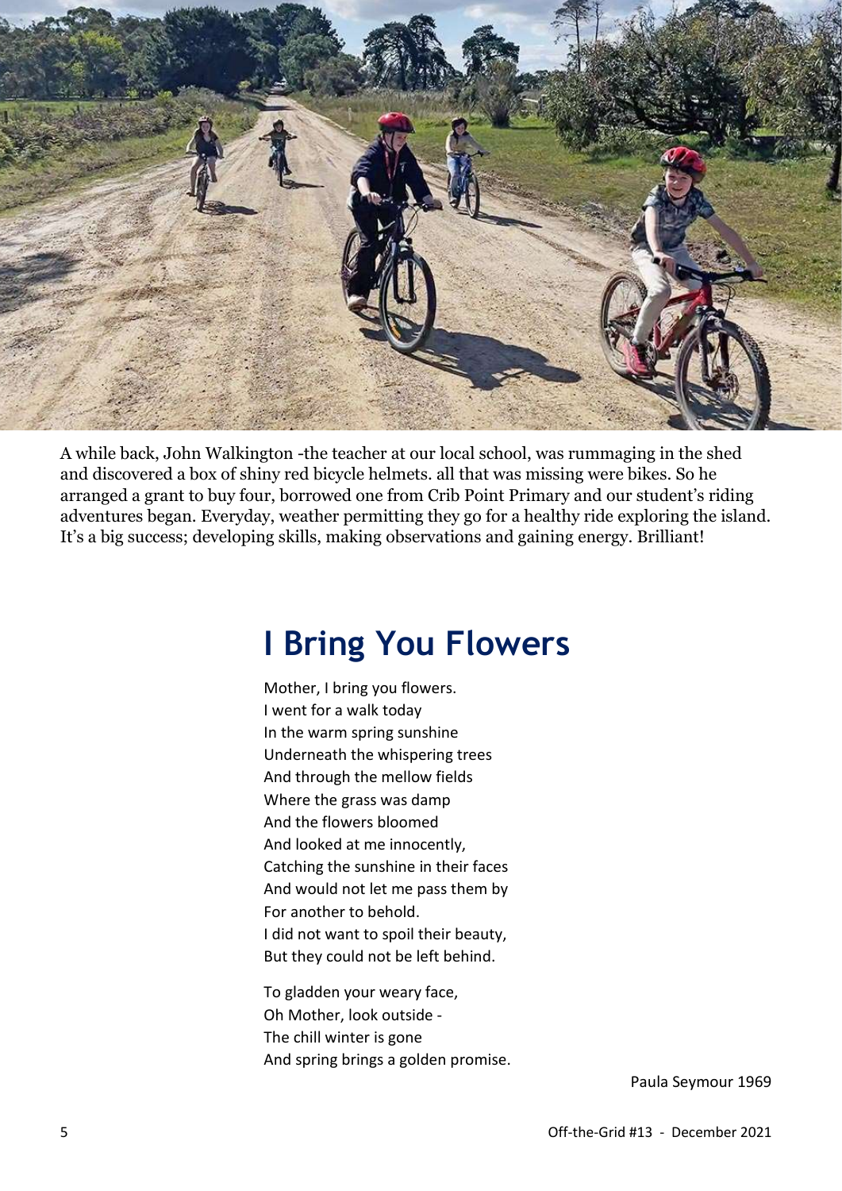A while back, John Walkington -the teacher at our local school, was rummaging in the shed and discovered a box of shiny red bicycle helmets. all that was missing were bikes. So he arranged a grant to buy four, borrowed one from Crib Point Primary and our student's riding adventures began. Everyday, weather permitting they go for a healthy ride exploring the island. It's a big success; developing skills, making observations and gaining energy. Brilliant!

# I Bring You Flowers

Mother, I bring you flowers.
I went for a walk today
In the warm spring sunshine
Underneath the whispering trees
And through the mellow fields
Where the grass was damp
And the flowers bloomed
And looked at me innocently,
Catching the sunshine in their faces
And would not let me pass them by
For another to behold.
I did not want to spoil their beauty,
But they could not be left behind.

To gladden your weary face,
Oh Mother, look outside -
The chill winter is gone
And spring brings a golden promise.

Paula Seymour 1969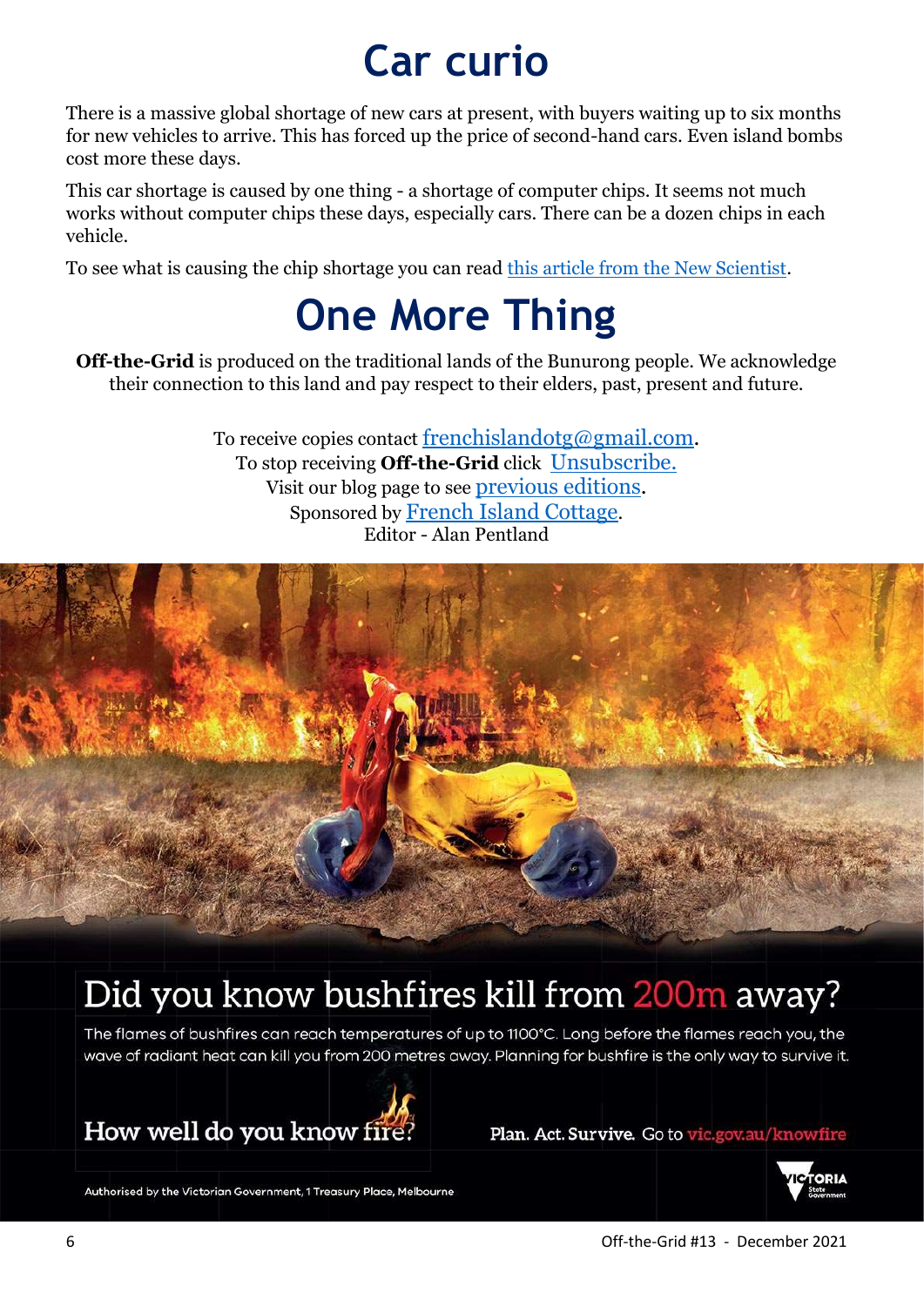# Car curio

There is a massive global shortage of new cars at present, with buyers waiting up to six months for new vehicles to arrive. This has forced up the price of second-hand cars. Even island bombs cost more these days.

This car shortage is caused by one thing - a shortage of computer chips. It seems not much works without computer chips these days, especially cars. There can be a dozen chips in each vehicle.

To see what is causing the chip shortage you can read this article from the New Scientist.

# One More Thing

**Off-the-Grid** is produced on the traditional lands of the Bunurong people. We acknowledge their connection to this land and pay respect to their elders, past, present and future.

To receive copies contact frenchislandotg@gmail.com.
To stop receiving **Off-the-Grid** click Unsubscribe.
Visit our blog page to see previous editions.
Sponsored by French Island Cottage.
Editor - Alan Pentland

Did you know bushfires kill from 200m away?

The flames of bushfires can reach temperatures of up to 1100°C. Long before the flames reach you, the wave of radiant heat can kill you from 200 metres away. Planning for bushfire is the only way to survive it.

How well do you know fire?

Plan. Act. Survive. Go to vic.gov.au/knowfire

Authorised by the Victorian Government, 1 Treasury Place, Melbourne

VICTORIA State Government